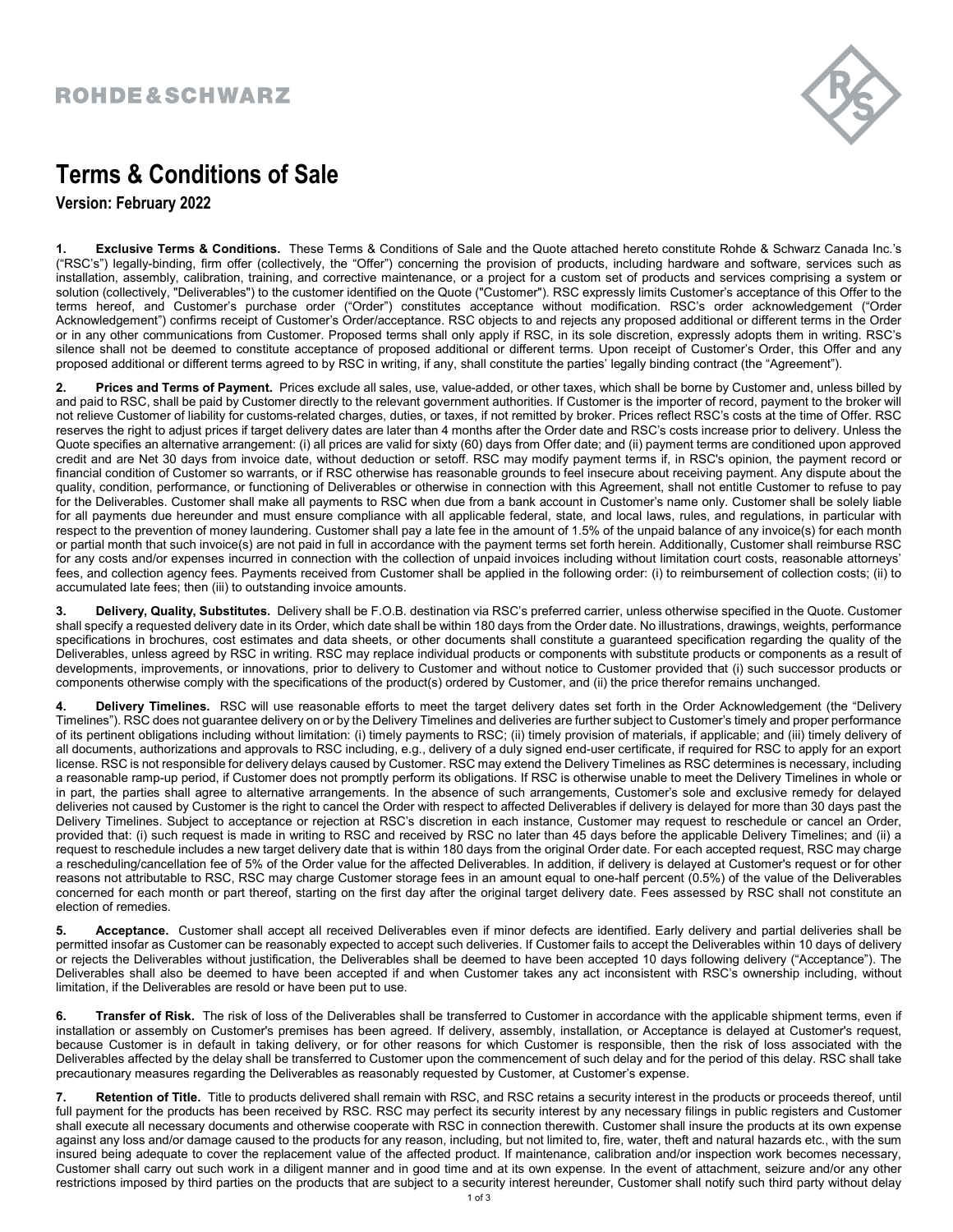ROHDE&SCHWARZ

# Terms & Conditions of Sale

**Version: February 2022**

**1. Exclusive Terms & Conditions.** These Terms & Conditions of Sale and the Quote attached hereto constitute Rohde & Schwarz Canada Inc.'s ("RSC's") legally-binding, firm offer (collectively, the "Offer") concerning the provision of products, including hardware and software, services such as installation, assembly, calibration, training, and corrective maintenance, or a project for a custom set of products and services comprising a system or solution (collectively, "Deliverables") to the customer identified on the Quote ("Customer"). RSC expressly limits Customer's acceptance of this Offer to the terms hereof, and Customer's purchase order ("Order") constitutes acceptance without modification. RSC's order acknowledgement ("Order Acknowledgement") confirms receipt of Customer's Order/acceptance. RSC objects to and rejects any proposed additional or different terms in the Order or in any other communications from Customer. Proposed terms shall only apply if RSC, in its sole discretion, expressly adopts them in writing. RSC's silence shall not be deemed to constitute acceptance of proposed additional or different terms. Upon receipt of Customer's Order, this Offer and any proposed additional or different terms agreed to by RSC in writing, if any, shall constitute the parties' legally binding contract (the "Agreement").

**2. Prices and Terms of Payment.** Prices exclude all sales, use, value-added, or other taxes, which shall be borne by Customer and, unless billed by and paid to RSC, shall be paid by Customer directly to the relevant government authorities. If Customer is the importer of record, payment to the broker will not relieve Customer of liability for customs-related charges, duties, or taxes, if not remitted by broker. Prices reflect RSC's costs at the time of Offer. RSC reserves the right to adjust prices if target delivery dates are later than 4 months after the Order date and RSC's costs increase prior to delivery. Unless the Quote specifies an alternative arrangement: (i) all prices are valid for sixty (60) days from Offer date; and (ii) payment terms are conditioned upon approved credit and are Net 30 days from invoice date, without deduction or setoff. RSC may modify payment terms if, in RSC's opinion, the payment record or financial condition of Customer so warrants, or if RSC otherwise has reasonable grounds to feel insecure about receiving payment. Any dispute about the quality, condition, performance, or functioning of Deliverables or otherwise in connection with this Agreement, shall not entitle Customer to refuse to pay for the Deliverables. Customer shall make all payments to RSC when due from a bank account in Customer's name only. Customer shall be solely liable for all payments due hereunder and must ensure compliance with all applicable federal, state, and local laws, rules, and regulations, in particular with respect to the prevention of money laundering. Customer shall pay a late fee in the amount of 1.5% of the unpaid balance of any invoice(s) for each month or partial month that such invoice(s) are not paid in full in accordance with the payment terms set forth herein. Additionally, Customer shall reimburse RSC for any costs and/or expenses incurred in connection with the collection of unpaid invoices including without limitation court costs, reasonable attorneys' fees, and collection agency fees. Payments received from Customer shall be applied in the following order: (i) to reimbursement of collection costs; (ii) to accumulated late fees; then (iii) to outstanding invoice amounts.

**3. Delivery, Quality, Substitutes.** Delivery shall be F.O.B. destination via RSC's preferred carrier, unless otherwise specified in the Quote. Customer shall specify a requested delivery date in its Order, which date shall be within 180 days from the Order date. No illustrations, drawings, weights, performance specifications in brochures, cost estimates and data sheets, or other documents shall constitute a guaranteed specification regarding the quality of the Deliverables, unless agreed by RSC in writing. RSC may replace individual products or components with substitute products or components as a result of developments, improvements, or innovations, prior to delivery to Customer and without notice to Customer provided that (i) such successor products or components otherwise comply with the specifications of the product(s) ordered by Customer, and (ii) the price therefor remains unchanged.

**4. Delivery Timelines.** RSC will use reasonable efforts to meet the target delivery dates set forth in the Order Acknowledgement (the "Delivery Timelines"). RSC does not guarantee delivery on or by the Delivery Timelines and deliveries are further subject to Customer's timely and proper performance of its pertinent obligations including without limitation: (i) timely payments to RSC; (ii) timely provision of materials, if applicable; and (iii) timely delivery of all documents, authorizations and approvals to RSC including, e.g., delivery of a duly signed end-user certificate, if required for RSC to apply for an export license. RSC is not responsible for delivery delays caused by Customer. RSC may extend the Delivery Timelines as RSC determines is necessary, including a reasonable ramp-up period, if Customer does not promptly perform its obligations. If RSC is otherwise unable to meet the Delivery Timelines in whole or in part, the parties shall agree to alternative arrangements. In the absence of such arrangements, Customer's sole and exclusive remedy for delayed deliveries not caused by Customer is the right to cancel the Order with respect to affected Deliverables if delivery is delayed for more than 30 days past the Delivery Timelines. Subject to acceptance or rejection at RSC's discretion in each instance, Customer may request to reschedule or cancel an Order, provided that: (i) such request is made in writing to RSC and received by RSC no later than 45 days before the applicable Delivery Timelines; and (ii) a request to reschedule includes a new target delivery date that is within 180 days from the original Order date. For each accepted request, RSC may charge a rescheduling/cancellation fee of 5% of the Order value for the affected Deliverables. In addition, if delivery is delayed at Customer's request or for other reasons not attributable to RSC, RSC may charge Customer storage fees in an amount equal to one-half percent (0.5%) of the value of the Deliverables concerned for each month or part thereof, starting on the first day after the original target delivery date. Fees assessed by RSC shall not constitute an election of remedies.

**5. Acceptance.** Customer shall accept all received Deliverables even if minor defects are identified. Early delivery and partial deliveries shall be permitted insofar as Customer can be reasonably expected to accept such deliveries. If Customer fails to accept the Deliverables within 10 days of delivery or rejects the Deliverables without justification, the Deliverables shall be deemed to have been accepted 10 days following delivery ("Acceptance"). The Deliverables shall also be deemed to have been accepted if and when Customer takes any act inconsistent with RSC's ownership including, without limitation, if the Deliverables are resold or have been put to use.

**6. Transfer of Risk.** The risk of loss of the Deliverables shall be transferred to Customer in accordance with the applicable shipment terms, even if installation or assembly on Customer's premises has been agreed. If delivery, assembly, installation, or Acceptance is delayed at Customer's request, because Customer is in default in taking delivery, or for other reasons for which Customer is responsible, then the risk of loss associated with the Deliverables affected by the delay shall be transferred to Customer upon the commencement of such delay and for the period of this delay. RSC shall take precautionary measures regarding the Deliverables as reasonably requested by Customer, at Customer's expense.

**7. Retention of Title.** Title to products delivered shall remain with RSC, and RSC retains a security interest in the products or proceeds thereof, until full payment for the products has been received by RSC. RSC may perfect its security interest by any necessary filings in public registers and Customer shall execute all necessary documents and otherwise cooperate with RSC in connection therewith. Customer shall insure the products at its own expense against any loss and/or damage caused to the products for any reason, including, but not limited to, fire, water, theft and natural hazards etc., with the sum insured being adequate to cover the replacement value of the affected product. If maintenance, calibration and/or inspection work becomes necessary, Customer shall carry out such work in a diligent manner and in good time and at its own expense. In the event of attachment, seizure and/or any other restrictions imposed by third parties on the products that are subject to a security interest hereunder, Customer shall notify such third party without delay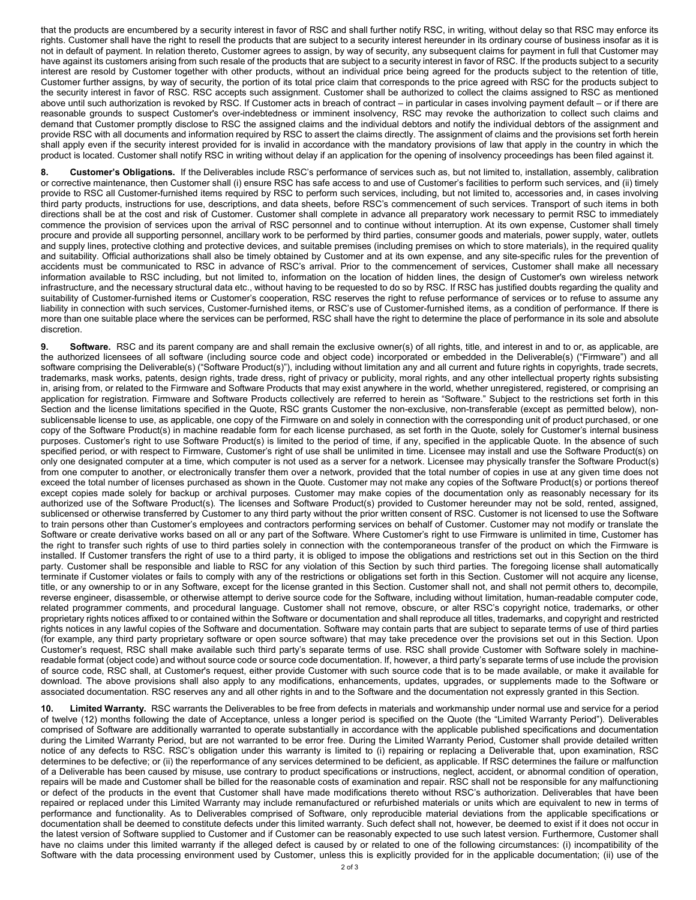that the products are encumbered by a security interest in favor of RSC and shall further notify RSC, in writing, without delay so that RSC may enforce its rights. Customer shall have the right to resell the products that are subject to a security interest hereunder in its ordinary course of business insofar as it is not in default of payment. In relation thereto, Customer agrees to assign, by way of security, any subsequent claims for payment in full that Customer may have against its customers arising from such resale of the products that are subject to a security interest in favor of RSC. If the products subject to a security interest are resold by Customer together with other products, without an individual price being agreed for the products subject to the retention of title, Customer further assigns, by way of security, the portion of its total price claim that corresponds to the price agreed with RSC for the products subject to the security interest in favor of RSC. RSC accepts such assignment. Customer shall be authorized to collect the claims assigned to RSC as mentioned above until such authorization is revoked by RSC. If Customer acts in breach of contract – in particular in cases involving payment default – or if there are reasonable grounds to suspect Customer's over-indebtedness or imminent insolvency, RSC may revoke the authorization to collect such claims and demand that Customer promptly disclose to RSC the assigned claims and the individual debtors and notify the individual debtors of the assignment and provide RSC with all documents and information required by RSC to assert the claims directly. The assignment of claims and the provisions set forth herein shall apply even if the security interest provided for is invalid in accordance with the mandatory provisions of law that apply in the country in which the product is located. Customer shall notify RSC in writing without delay if an application for the opening of insolvency proceedings has been filed against it.

**8. Customer's Obligations.** If the Deliverables include RSC's performance of services such as, but not limited to, installation, assembly, calibration or corrective maintenance, then Customer shall (i) ensure RSC has safe access to and use of Customer's facilities to perform such services, and (ii) timely provide to RSC all Customer-furnished items required by RSC to perform such services, including, but not limited to, accessories and, in cases involving third party products, instructions for use, descriptions, and data sheets, before RSC's commencement of such services. Transport of such items in both directions shall be at the cost and risk of Customer. Customer shall complete in advance all preparatory work necessary to permit RSC to immediately commence the provision of services upon the arrival of RSC personnel and to continue without interruption. At its own expense, Customer shall timely procure and provide all supporting personnel, ancillary work to be performed by third parties, consumer goods and materials, power supply, water, outlets and supply lines, protective clothing and protective devices, and suitable premises (including premises on which to store materials), in the required quality and suitability. Official authorizations shall also be timely obtained by Customer and at its own expense, and any site-specific rules for the prevention of accidents must be communicated to RSC in advance of RSC's arrival. Prior to the commencement of services, Customer shall make all necessary information available to RSC including, but not limited to, information on the location of hidden lines, the design of Customer's own wireless network infrastructure, and the necessary structural data etc., without having to be requested to do so by RSC. If RSC has justified doubts regarding the quality and suitability of Customer-furnished items or Customer's cooperation, RSC reserves the right to refuse performance of services or to refuse to assume any liability in connection with such services, Customer-furnished items, or RSC's use of Customer-furnished items, as a condition of performance. If there is more than one suitable place where the services can be performed, RSC shall have the right to determine the place of performance in its sole and absolute discretion.

**9. Software.** RSC and its parent company are and shall remain the exclusive owner(s) of all rights, title, and interest in and to or, as applicable, are the authorized licensees of all software (including source code and object code) incorporated or embedded in the Deliverable(s) ("Firmware") and all software comprising the Deliverable(s) ("Software Product(s)"), including without limitation any and all current and future rights in copyrights, trade secrets, trademarks, mask works, patents, design rights, trade dress, right of privacy or publicity, moral rights, and any other intellectual property rights subsisting in, arising from, or related to the Firmware and Software Products that may exist anywhere in the world, whether unregistered, registered, or comprising an application for registration. Firmware and Software Products collectively are referred to herein as "Software." Subject to the restrictions set forth in this Section and the license limitations specified in the Quote, RSC grants Customer the non-exclusive, non-transferable (except as permitted below), non-sublicensable license to use, as applicable, one copy of the Firmware on and solely in connection with the corresponding unit of product purchased, or one copy of the Software Product(s) in machine readable form for each license purchased, as set forth in the Quote, solely for Customer's internal business purposes. Customer's right to use Software Product(s) is limited to the period of time, if any, specified in the applicable Quote. In the absence of such specified period, or with respect to Firmware, Customer's right of use shall be unlimited in time. Licensee may install and use the Software Product(s) on only one designated computer at a time, which computer is not used as a server for a network. Licensee may physically transfer the Software Product(s) from one computer to another, or electronically transfer them over a network, provided that the total number of copies in use at any given time does not exceed the total number of licenses purchased as shown in the Quote. Customer may not make any copies of the Software Product(s) or portions thereof except copies made solely for backup or archival purposes. Customer may make copies of the documentation only as reasonably necessary for its authorized use of the Software Product(s). The licenses and Software Product(s) provided to Customer hereunder may not be sold, rented, assigned, sublicensed or otherwise transferred by Customer to any third party without the prior written consent of RSC. Customer is not licensed to use the Software to train persons other than Customer's employees and contractors performing services on behalf of Customer. Customer may not modify or translate the Software or create derivative works based on all or any part of the Software. Where Customer's right to use Firmware is unlimited in time, Customer has the right to transfer such rights of use to third parties solely in connection with the contemporaneous transfer of the product on which the Firmware is installed. If Customer transfers the right of use to a third party, it is obliged to impose the obligations and restrictions set out in this Section on the third party. Customer shall be responsible and liable to RSC for any violation of this Section by such third parties. The foregoing license shall automatically terminate if Customer violates or fails to comply with any of the restrictions or obligations set forth in this Section. Customer will not acquire any license, title, or any ownership to or in any Software, except for the license granted in this Section. Customer shall not, and shall not permit others to, decompile, reverse engineer, disassemble, or otherwise attempt to derive source code for the Software, including without limitation, human-readable computer code, related programmer comments, and procedural language. Customer shall not remove, obscure, or alter RSC's copyright notice, trademarks, or other proprietary rights notices affixed to or contained within the Software or documentation and shall reproduce all titles, trademarks, and copyright and restricted rights notices in any lawful copies of the Software and documentation. Software may contain parts that are subject to separate terms of use of third parties (for example, any third party proprietary software or open source software) that may take precedence over the provisions set out in this Section. Upon Customer's request, RSC shall make available such third party's separate terms of use. RSC shall provide Customer with Software solely in machine-readable format (object code) and without source code or source code documentation. If, however, a third party's separate terms of use include the provision of source code, RSC shall, at Customer's request, either provide Customer with such source code that is to be made available, or make it available for download. The above provisions shall also apply to any modifications, enhancements, updates, upgrades, or supplements made to the Software or associated documentation. RSC reserves any and all other rights in and to the Software and the documentation not expressly granted in this Section.

**10. Limited Warranty.** RSC warrants the Deliverables to be free from defects in materials and workmanship under normal use and service for a period of twelve (12) months following the date of Acceptance, unless a longer period is specified on the Quote (the "Limited Warranty Period"). Deliverables comprised of Software are additionally warranted to operate substantially in accordance with the applicable published specifications and documentation during the Limited Warranty Period, but are not warranted to be error free. During the Limited Warranty Period, Customer shall provide detailed written notice of any defects to RSC. RSC's obligation under this warranty is limited to (i) repairing or replacing a Deliverable that, upon examination, RSC determines to be defective; or (ii) the reperformance of any services determined to be deficient, as applicable. If RSC determines the failure or malfunction of a Deliverable has been caused by misuse, use contrary to product specifications or instructions, neglect, accident, or abnormal condition of operation, repairs will be made and Customer shall be billed for the reasonable costs of examination and repair. RSC shall not be responsible for any malfunctioning or defect of the products in the event that Customer shall have made modifications thereto without RSC's authorization. Deliverables that have been repaired or replaced under this Limited Warranty may include remanufactured or refurbished materials or units which are equivalent to new in terms of performance and functionality. As to Deliverables comprised of Software, only reproducible material deviations from the applicable specifications or documentation shall be deemed to constitute defects under this limited warranty. Such defect shall not, however, be deemed to exist if it does not occur in the latest version of Software supplied to Customer and if Customer can be reasonably expected to use such latest version. Furthermore, Customer shall have no claims under this limited warranty if the alleged defect is caused by or related to one of the following circumstances: (i) incompatibility of the Software with the data processing environment used by Customer, unless this is explicitly provided for in the applicable documentation; (ii) use of the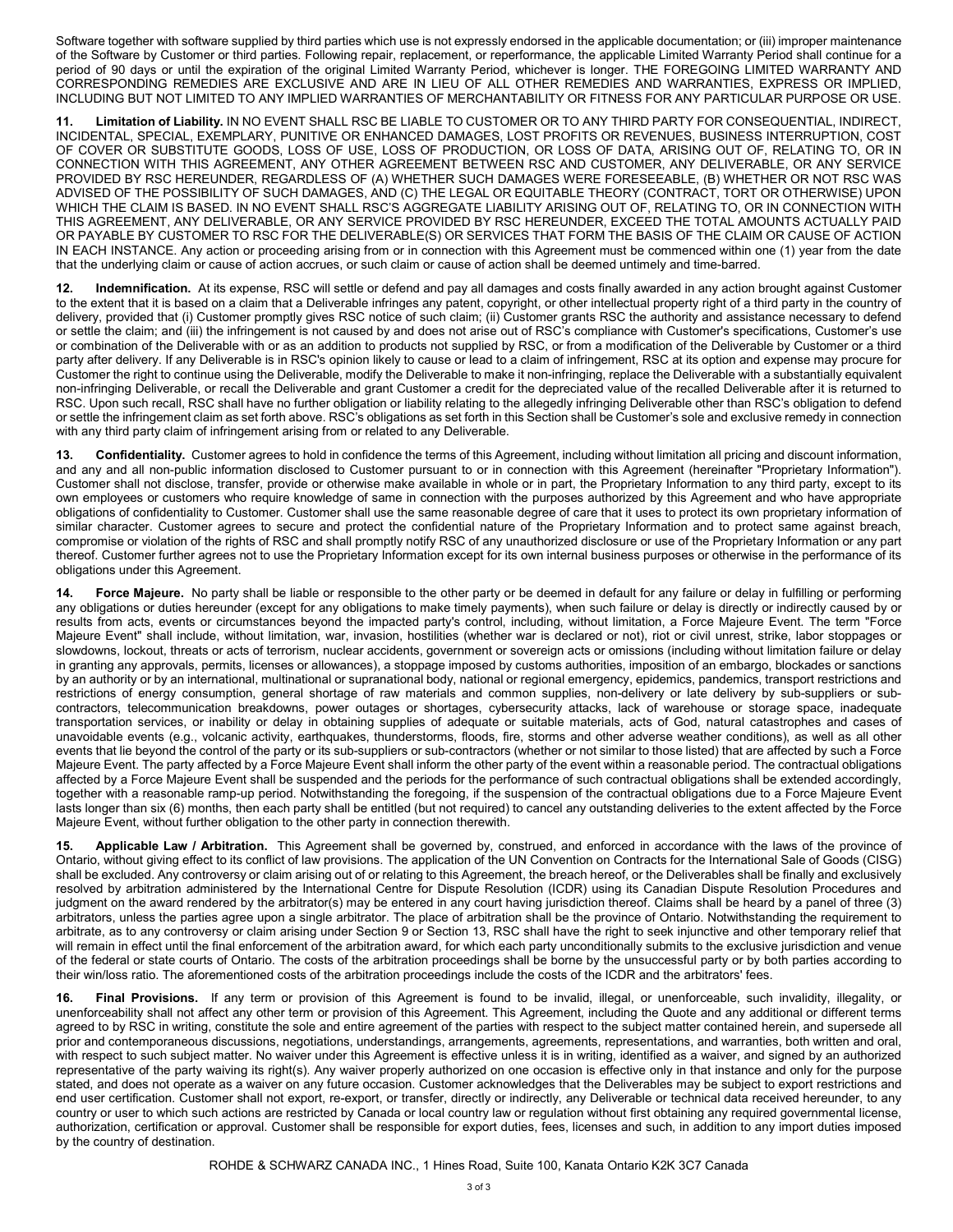Software together with software supplied by third parties which use is not expressly endorsed in the applicable documentation; or (iii) improper maintenance of the Software by Customer or third parties. Following repair, replacement, or reperformance, the applicable Limited Warranty Period shall continue for a period of 90 days or until the expiration of the original Limited Warranty Period, whichever is longer. THE FOREGOING LIMITED WARRANTY AND CORRESPONDING REMEDIES ARE EXCLUSIVE AND ARE IN LIEU OF ALL OTHER REMEDIES AND WARRANTIES, EXPRESS OR IMPLIED, INCLUDING BUT NOT LIMITED TO ANY IMPLIED WARRANTIES OF MERCHANTABILITY OR FITNESS FOR ANY PARTICULAR PURPOSE OR USE.

**11. Limitation of Liability.** IN NO EVENT SHALL RSC BE LIABLE TO CUSTOMER OR TO ANY THIRD PARTY FOR CONSEQUENTIAL, INDIRECT, INCIDENTAL, SPECIAL, EXEMPLARY, PUNITIVE OR ENHANCED DAMAGES, LOST PROFITS OR REVENUES, BUSINESS INTERRUPTION, COST OF COVER OR SUBSTITUTE GOODS, LOSS OF USE, LOSS OF PRODUCTION, OR LOSS OF DATA, ARISING OUT OF, RELATING TO, OR IN CONNECTION WITH THIS AGREEMENT, ANY OTHER AGREEMENT BETWEEN RSC AND CUSTOMER, ANY DELIVERABLE, OR ANY SERVICE PROVIDED BY RSC HEREUNDER, REGARDLESS OF (A) WHETHER SUCH DAMAGES WERE FORESEEABLE, (B) WHETHER OR NOT RSC WAS ADVISED OF THE POSSIBILITY OF SUCH DAMAGES, AND (C) THE LEGAL OR EQUITABLE THEORY (CONTRACT, TORT OR OTHERWISE) UPON WHICH THE CLAIM IS BASED. IN NO EVENT SHALL RSC'S AGGREGATE LIABILITY ARISING OUT OF, RELATING TO, OR IN CONNECTION WITH THIS AGREEMENT, ANY DELIVERABLE, OR ANY SERVICE PROVIDED BY RSC HEREUNDER, EXCEED THE TOTAL AMOUNTS ACTUALLY PAID OR PAYABLE BY CUSTOMER TO RSC FOR THE DELIVERABLE(S) OR SERVICES THAT FORM THE BASIS OF THE CLAIM OR CAUSE OF ACTION IN EACH INSTANCE. Any action or proceeding arising from or in connection with this Agreement must be commenced within one (1) year from the date that the underlying claim or cause of action accrues, or such claim or cause of action shall be deemed untimely and time-barred.

**12. Indemnification.** At its expense, RSC will settle or defend and pay all damages and costs finally awarded in any action brought against Customer to the extent that it is based on a claim that a Deliverable infringes any patent, copyright, or other intellectual property right of a third party in the country of delivery, provided that (i) Customer promptly gives RSC notice of such claim; (ii) Customer grants RSC the authority and assistance necessary to defend or settle the claim; and (iii) the infringement is not caused by and does not arise out of RSC's compliance with Customer's specifications, Customer's use or combination of the Deliverable with or as an addition to products not supplied by RSC, or from a modification of the Deliverable by Customer or a third party after delivery. If any Deliverable is in RSC's opinion likely to cause or lead to a claim of infringement, RSC at its option and expense may procure for Customer the right to continue using the Deliverable, modify the Deliverable to make it non-infringing, replace the Deliverable with a substantially equivalent non-infringing Deliverable, or recall the Deliverable and grant Customer a credit for the depreciated value of the recalled Deliverable after it is returned to RSC. Upon such recall, RSC shall have no further obligation or liability relating to the allegedly infringing Deliverable other than RSC's obligation to defend or settle the infringement claim as set forth above. RSC's obligations as set forth in this Section shall be Customer's sole and exclusive remedy in connection with any third party claim of infringement arising from or related to any Deliverable.

**13. Confidentiality.** Customer agrees to hold in confidence the terms of this Agreement, including without limitation all pricing and discount information, and any and all non-public information disclosed to Customer pursuant to or in connection with this Agreement (hereinafter "Proprietary Information"). Customer shall not disclose, transfer, provide or otherwise make available in whole or in part, the Proprietary Information to any third party, except to its own employees or customers who require knowledge of same in connection with the purposes authorized by this Agreement and who have appropriate obligations of confidentiality to Customer. Customer shall use the same reasonable degree of care that it uses to protect its own proprietary information of similar character. Customer agrees to secure and protect the confidential nature of the Proprietary Information and to protect same against breach, compromise or violation of the rights of RSC and shall promptly notify RSC of any unauthorized disclosure or use of the Proprietary Information or any part thereof. Customer further agrees not to use the Proprietary Information except for its own internal business purposes or otherwise in the performance of its obligations under this Agreement.

**14. Force Majeure.** No party shall be liable or responsible to the other party or be deemed in default for any failure or delay in fulfilling or performing any obligations or duties hereunder (except for any obligations to make timely payments), when such failure or delay is directly or indirectly caused by or results from acts, events or circumstances beyond the impacted party's control, including, without limitation, a Force Majeure Event. The term "Force Majeure Event" shall include, without limitation, war, invasion, hostilities (whether war is declared or not), riot or civil unrest, strike, labor stoppages or slowdowns, lockout, threats or acts of terrorism, nuclear accidents, government or sovereign acts or omissions (including without limitation failure or delay in granting any approvals, permits, licenses or allowances), a stoppage imposed by customs authorities, imposition of an embargo, blockades or sanctions by an authority or by an international, multinational or supranational body, national or regional emergency, epidemics, pandemics, transport restrictions and restrictions of energy consumption, general shortage of raw materials and common supplies, non-delivery or late delivery by sub-suppliers or sub-contractors, telecommunication breakdowns, power outages or shortages, cybersecurity attacks, lack of warehouse or storage space, inadequate transportation services, or inability or delay in obtaining supplies of adequate or suitable materials, acts of God, natural catastrophes and cases of unavoidable events (e.g., volcanic activity, earthquakes, thunderstorms, floods, fire, storms and other adverse weather conditions), as well as all other events that lie beyond the control of the party or its sub-suppliers or sub-contractors (whether or not similar to those listed) that are affected by such a Force Majeure Event. The party affected by a Force Majeure Event shall inform the other party of the event within a reasonable period. The contractual obligations affected by a Force Majeure Event shall be suspended and the periods for the performance of such contractual obligations shall be extended accordingly, together with a reasonable ramp-up period. Notwithstanding the foregoing, if the suspension of the contractual obligations due to a Force Majeure Event lasts longer than six (6) months, then each party shall be entitled (but not required) to cancel any outstanding deliveries to the extent affected by the Force Majeure Event, without further obligation to the other party in connection therewith.

**15. Applicable Law / Arbitration.** This Agreement shall be governed by, construed, and enforced in accordance with the laws of the province of Ontario, without giving effect to its conflict of law provisions. The application of the UN Convention on Contracts for the International Sale of Goods (CISG) shall be excluded. Any controversy or claim arising out of or relating to this Agreement, the breach hereof, or the Deliverables shall be finally and exclusively resolved by arbitration administered by the International Centre for Dispute Resolution (ICDR) using its Canadian Dispute Resolution Procedures and judgment on the award rendered by the arbitrator(s) may be entered in any court having jurisdiction thereof. Claims shall be heard by a panel of three (3) arbitrators, unless the parties agree upon a single arbitrator. The place of arbitration shall be the province of Ontario. Notwithstanding the requirement to arbitrate, as to any controversy or claim arising under Section 9 or Section 13, RSC shall have the right to seek injunctive and other temporary relief that will remain in effect until the final enforcement of the arbitration award, for which each party unconditionally submits to the exclusive jurisdiction and venue of the federal or state courts of Ontario. The costs of the arbitration proceedings shall be borne by the unsuccessful party or by both parties according to their win/loss ratio. The aforementioned costs of the arbitration proceedings include the costs of the ICDR and the arbitrators' fees.

**16. Final Provisions.** If any term or provision of this Agreement is found to be invalid, illegal, or unenforceable, such invalidity, illegality, or unenforceability shall not affect any other term or provision of this Agreement. This Agreement, including the Quote and any additional or different terms agreed to by RSC in writing, constitute the sole and entire agreement of the parties with respect to the subject matter contained herein, and supersede all prior and contemporaneous discussions, negotiations, understandings, arrangements, agreements, representations, and warranties, both written and oral, with respect to such subject matter. No waiver under this Agreement is effective unless it is in writing, identified as a waiver, and signed by an authorized representative of the party waiving its right(s). Any waiver properly authorized on one occasion is effective only in that instance and only for the purpose stated, and does not operate as a waiver on any future occasion. Customer acknowledges that the Deliverables may be subject to export restrictions and end user certification. Customer shall not export, re-export, or transfer, directly or indirectly, any Deliverable or technical data received hereunder, to any country or user to which such actions are restricted by Canada or local country law or regulation without first obtaining any required governmental license, authorization, certification or approval. Customer shall be responsible for export duties, fees, licenses and such, in addition to any import duties imposed by the country of destination.

ROHDE & SCHWARZ CANADA INC., 1 Hines Road, Suite 100, Kanata Ontario K2K 3C7 Canada